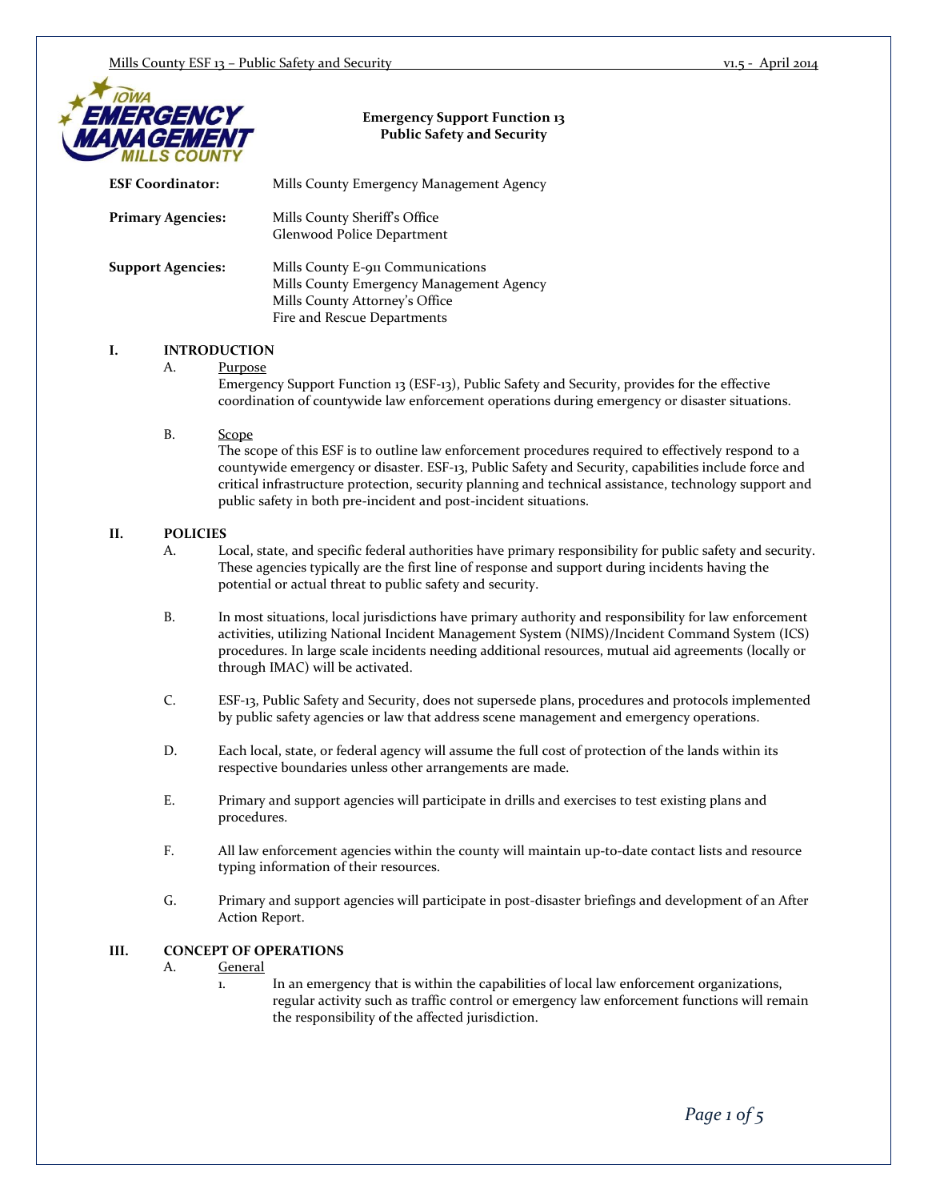**Emergency Support Function 13**
**Public Safety and Security**

**ESF Coordinator:** Mills County Emergency Management Agency

**Primary Agencies:** Mills County Sheriff's Office
Glenwood Police Department

**Support Agencies:** Mills County E-911 Communications
Mills County Emergency Management Agency
Mills County Attorney's Office
Fire and Rescue Departments

## I. INTRODUCTION

A. Purpose

Emergency Support Function 13 (ESF-13), Public Safety and Security, provides for the effective coordination of countywide law enforcement operations during emergency or disaster situations.

B. Scope

The scope of this ESF is to outline law enforcement procedures required to effectively respond to a countywide emergency or disaster. ESF-13, Public Safety and Security, capabilities include force and critical infrastructure protection, security planning and technical assistance, technology support and public safety in both pre-incident and post-incident situations.

## II. POLICIES

A. Local, state, and specific federal authorities have primary responsibility for public safety and security. These agencies typically are the first line of response and support during incidents having the potential or actual threat to public safety and security.

B. In most situations, local jurisdictions have primary authority and responsibility for law enforcement activities, utilizing National Incident Management System (NIMS)/Incident Command System (ICS) procedures. In large scale incidents needing additional resources, mutual aid agreements (locally or through IMAC) will be activated.

C. ESF-13, Public Safety and Security, does not supersede plans, procedures and protocols implemented by public safety agencies or law that address scene management and emergency operations.

D. Each local, state, or federal agency will assume the full cost of protection of the lands within its respective boundaries unless other arrangements are made.

E. Primary and support agencies will participate in drills and exercises to test existing plans and procedures.

F. All law enforcement agencies within the county will maintain up-to-date contact lists and resource typing information of their resources.

G. Primary and support agencies will participate in post-disaster briefings and development of an After Action Report.

## III. CONCEPT OF OPERATIONS

A. General

1. In an emergency that is within the capabilities of local law enforcement organizations, regular activity such as traffic control or emergency law enforcement functions will remain the responsibility of the affected jurisdiction.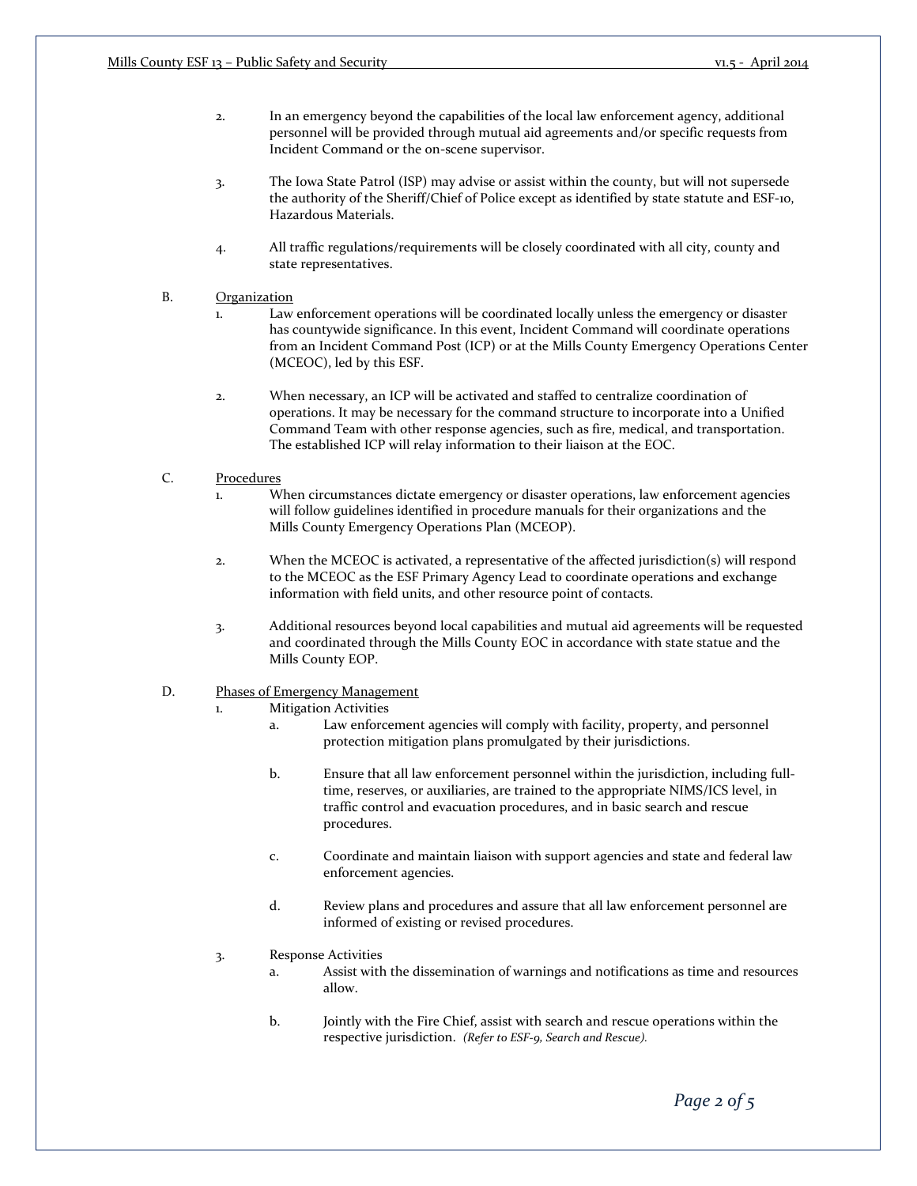2. In an emergency beyond the capabilities of the local law enforcement agency, additional personnel will be provided through mutual aid agreements and/or specific requests from Incident Command or the on-scene supervisor.

3. The Iowa State Patrol (ISP) may advise or assist within the county, but will not supersede the authority of the Sheriff/Chief of Police except as identified by state statute and ESF-10, Hazardous Materials.

4. All traffic regulations/requirements will be closely coordinated with all city, county and state representatives.

B. Organization

1. Law enforcement operations will be coordinated locally unless the emergency or disaster has countywide significance. In this event, Incident Command will coordinate operations from an Incident Command Post (ICP) or at the Mills County Emergency Operations Center (MCEOC), led by this ESF.

2. When necessary, an ICP will be activated and staffed to centralize coordination of operations. It may be necessary for the command structure to incorporate into a Unified Command Team with other response agencies, such as fire, medical, and transportation. The established ICP will relay information to their liaison at the EOC.

C. Procedures

1. When circumstances dictate emergency or disaster operations, law enforcement agencies will follow guidelines identified in procedure manuals for their organizations and the Mills County Emergency Operations Plan (MCEOP).

2. When the MCEOC is activated, a representative of the affected jurisdiction(s) will respond to the MCEOC as the ESF Primary Agency Lead to coordinate operations and exchange information with field units, and other resource point of contacts.

3. Additional resources beyond local capabilities and mutual aid agreements will be requested and coordinated through the Mills County EOC in accordance with state statue and the Mills County EOP.

D. Phases of Emergency Management

1. Mitigation Activities

   a. Law enforcement agencies will comply with facility, property, and personnel protection mitigation plans promulgated by their jurisdictions.

   b. Ensure that all law enforcement personnel within the jurisdiction, including full-time, reserves, or auxiliaries, are trained to the appropriate NIMS/ICS level, in traffic control and evacuation procedures, and in basic search and rescue procedures.

   c. Coordinate and maintain liaison with support agencies and state and federal law enforcement agencies.

   d. Review plans and procedures and assure that all law enforcement personnel are informed of existing or revised procedures.

3. Response Activities

   a. Assist with the dissemination of warnings and notifications as time and resources allow.

   b. Jointly with the Fire Chief, assist with search and rescue operations within the respective jurisdiction. *(Refer to ESF-9, Search and Rescue).*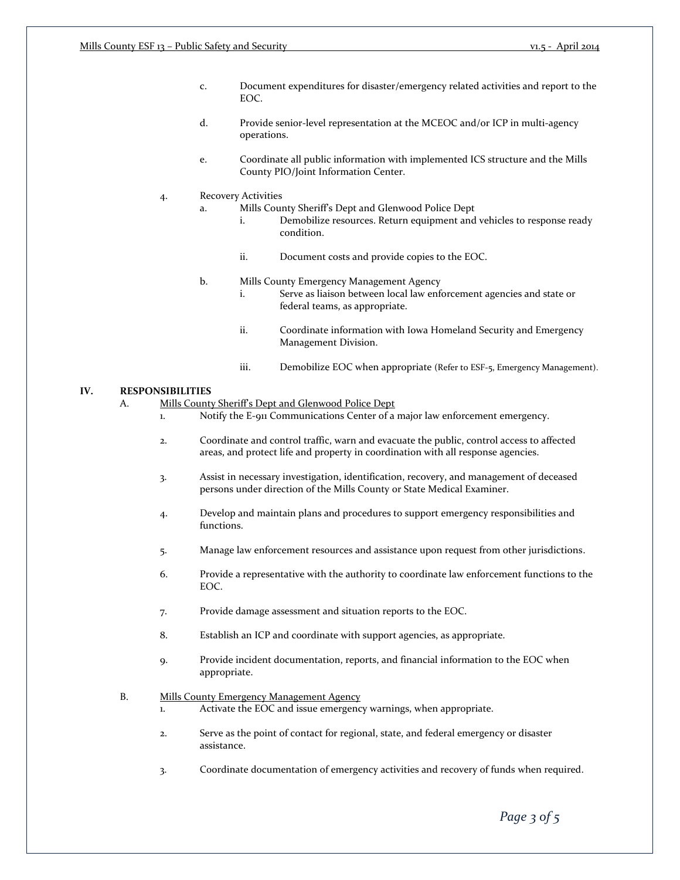c. Document expenditures for disaster/emergency related activities and report to the EOC.

d. Provide senior-level representation at the MCEOC and/or ICP in multi-agency operations.

e. Coordinate all public information with implemented ICS structure and the Mills County PIO/Joint Information Center.

4. Recovery Activities
   a. Mills County Sheriff's Dept and Glenwood Police Dept
      i. Demobilize resources. Return equipment and vehicles to response ready condition.

      ii. Document costs and provide copies to the EOC.

   b. Mills County Emergency Management Agency
      i. Serve as liaison between local law enforcement agencies and state or federal teams, as appropriate.

      ii. Coordinate information with Iowa Homeland Security and Emergency Management Division.

      iii. Demobilize EOC when appropriate (Refer to ESF-5, Emergency Management).

## IV. RESPONSIBILITIES

A. Mills County Sheriff's Dept and Glenwood Police Dept

1. Notify the E-911 Communications Center of a major law enforcement emergency.

2. Coordinate and control traffic, warn and evacuate the public, control access to affected areas, and protect life and property in coordination with all response agencies.

3. Assist in necessary investigation, identification, recovery, and management of deceased persons under direction of the Mills County or State Medical Examiner.

4. Develop and maintain plans and procedures to support emergency responsibilities and functions.

5. Manage law enforcement resources and assistance upon request from other jurisdictions.

6. Provide a representative with the authority to coordinate law enforcement functions to the EOC.

7. Provide damage assessment and situation reports to the EOC.

8. Establish an ICP and coordinate with support agencies, as appropriate.

9. Provide incident documentation, reports, and financial information to the EOC when appropriate.

B. Mills County Emergency Management Agency

1. Activate the EOC and issue emergency warnings, when appropriate.

2. Serve as the point of contact for regional, state, and federal emergency or disaster assistance.

3. Coordinate documentation of emergency activities and recovery of funds when required.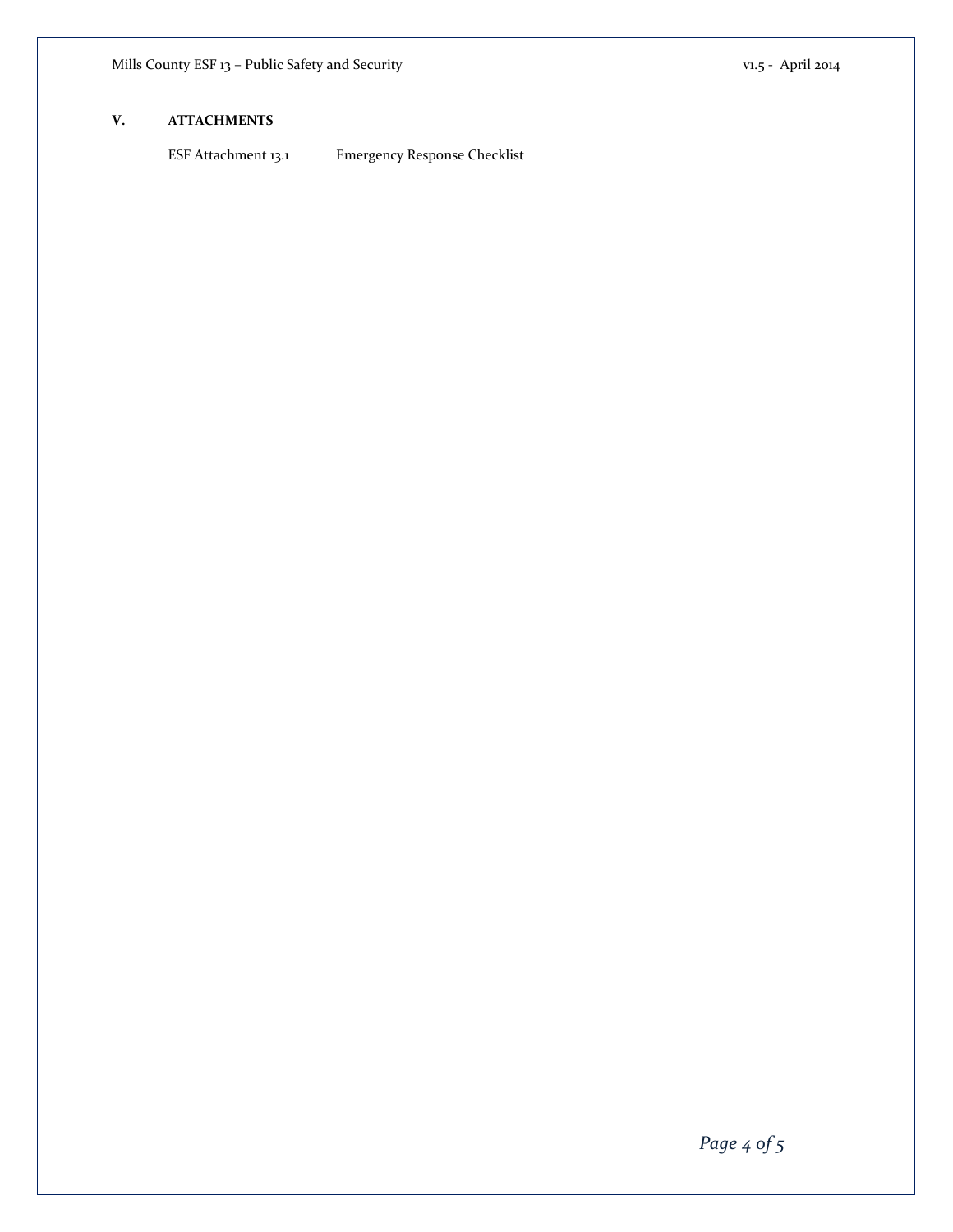## V. ATTACHMENTS

ESF Attachment 13.1 Emergency Response Checklist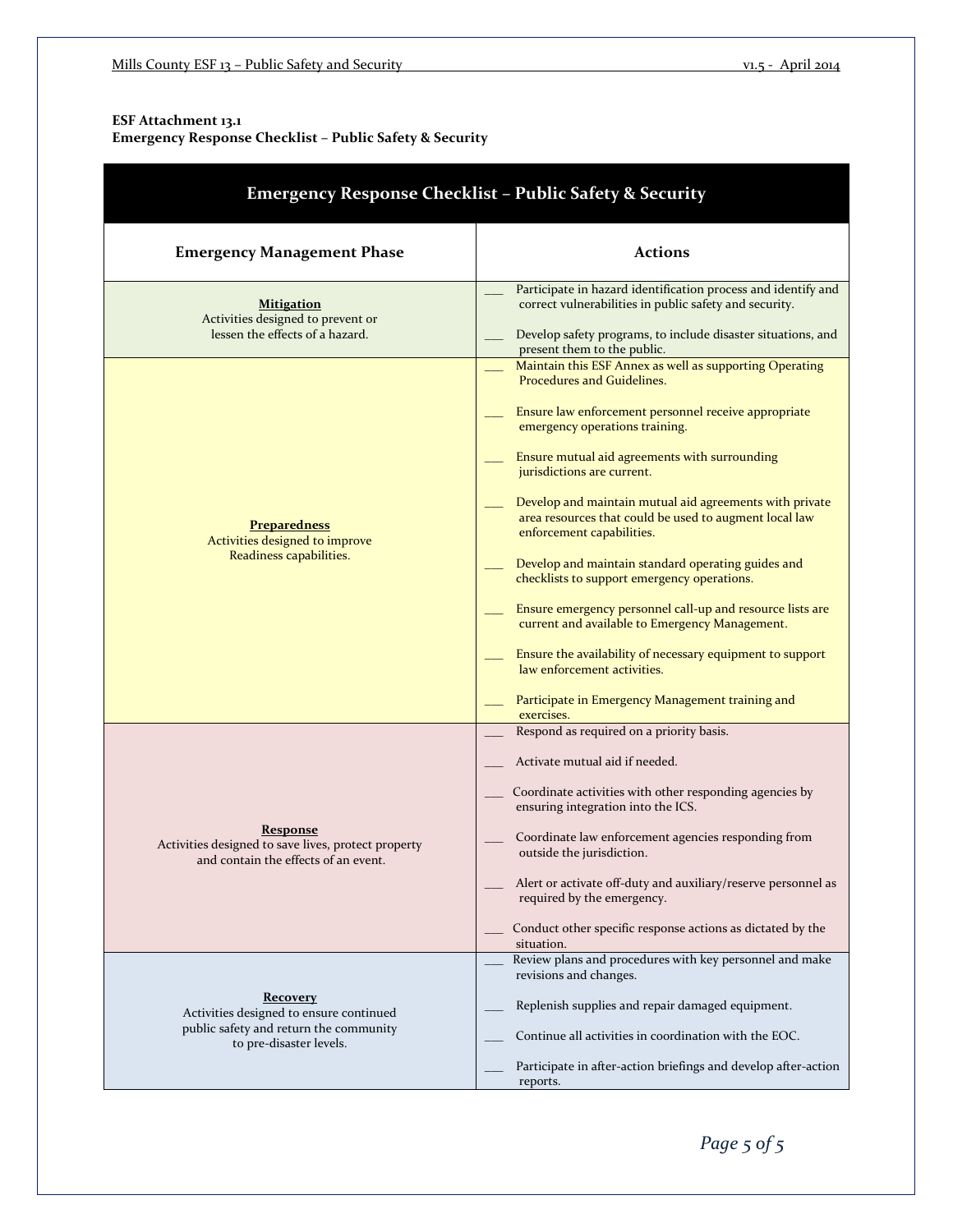**ESF Attachment 13.1**
**Emergency Response Checklist – Public Safety & Security**

| Emergency Response Checklist – Public Safety & Security | |
|---|---|
| **Emergency Management Phase** | **Actions** |
| **Mitigation**<br>Activities designed to prevent or lessen the effects of a hazard. | ___ Participate in hazard identification process and identify and correct vulnerabilities in public safety and security.<br><br>___ Develop safety programs, to include disaster situations, and present them to the public. |
| **Preparedness**<br>Activities designed to improve Readiness capabilities. | ___ Maintain this ESF Annex as well as supporting Operating Procedures and Guidelines.<br><br>___ Ensure law enforcement personnel receive appropriate emergency operations training.<br><br>___ Ensure mutual aid agreements with surrounding jurisdictions are current.<br><br>___ Develop and maintain mutual aid agreements with private area resources that could be used to augment local law enforcement capabilities.<br><br>___ Develop and maintain standard operating guides and checklists to support emergency operations.<br><br>___ Ensure emergency personnel call-up and resource lists are current and available to Emergency Management.<br><br>___ Ensure the availability of necessary equipment to support law enforcement activities.<br><br>___ Participate in Emergency Management training and exercises. |
| **Response**<br>Activities designed to save lives, protect property and contain the effects of an event. | ___ Respond as required on a priority basis.<br><br>___ Activate mutual aid if needed.<br><br>___ Coordinate activities with other responding agencies by ensuring integration into the ICS.<br><br>___ Coordinate law enforcement agencies responding from outside the jurisdiction.<br><br>___ Alert or activate off-duty and auxiliary/reserve personnel as required by the emergency.<br><br>___ Conduct other specific response actions as dictated by the situation. |
| **Recovery**<br>Activities designed to ensure continued public safety and return the community to pre-disaster levels. | ___ Review plans and procedures with key personnel and make revisions and changes.<br><br>___ Replenish supplies and repair damaged equipment.<br><br>___ Continue all activities in coordination with the EOC.<br><br>___ Participate in after-action briefings and develop after-action reports. |